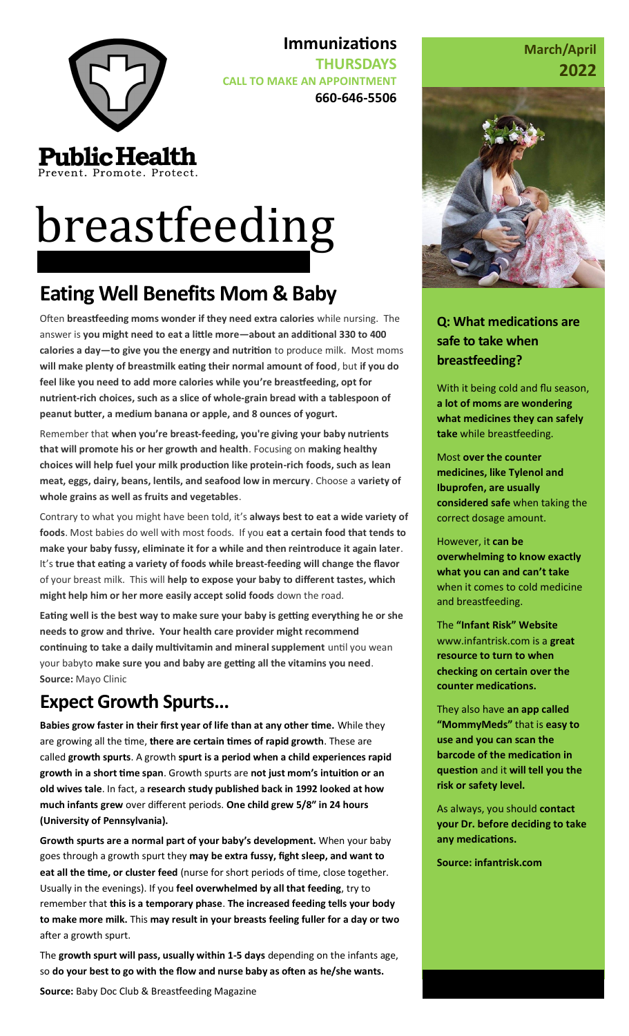**Public Health**
Prevent. Promote. Protect.

**Immunizations**
**THURSDAYS**
**CALL TO MAKE AN APPOINTMENT**
**660-646-5506**

**March/April 2022**

# breastfeeding

## Eating Well Benefits Mom & Baby

Often **breastfeeding moms wonder if they need extra calories** while nursing. The answer is **you might need to eat a little more—about an additional 330 to 400 calories a day—to give you the energy and nutrition** to produce milk. Most moms **will make plenty of breastmilk eating their normal amount of food**, but **if you do feel like you need to add more calories while you're breastfeeding, opt for nutrient-rich choices, such as a slice of whole-grain bread with a tablespoon of peanut butter, a medium banana or apple, and 8 ounces of yogurt.**

Remember that **when you're breast-feeding, you're giving your baby nutrients that will promote his or her growth and health**. Focusing on **making healthy choices will help fuel your milk production like protein-rich foods, such as lean meat, eggs, dairy, beans, lentils, and seafood low in mercury**. Choose a **variety of whole grains as well as fruits and vegetables**.

Contrary to what you might have been told, it's **always best to eat a wide variety of foods**. Most babies do well with most foods. If you **eat a certain food that tends to make your baby fussy, eliminate it for a while and then reintroduce it again later**. It's **true that eating a variety of foods while breast-feeding will change the flavor** of your breast milk. This will **help to expose your baby to different tastes, which might help him or her more easily accept solid foods** down the road.

**Eating well is the best way to make sure your baby is getting everything he or she needs to grow and thrive. Your health care provider might recommend continuing to take a daily multivitamin and mineral supplement** until you wean your babyto **make sure you and baby are getting all the vitamins you need**. **Source:** Mayo Clinic

## Expect Growth Spurts...

**Babies grow faster in their first year of life than at any other time.** While they are growing all the time, **there are certain times of rapid growth**. These are called **growth spurts**. A growth **spurt is a period when a child experiences rapid growth in a short time span**. Growth spurts are **not just mom's intuition or an old wives tale**. In fact, a **research study published back in 1992 looked at how much infants grew** over different periods. **One child grew 5/8" in 24 hours (University of Pennsylvania).**

**Growth spurts are a normal part of your baby's development.** When your baby goes through a growth spurt they **may be extra fussy, fight sleep, and want to eat all the time, or cluster feed** (nurse for short periods of time, close together. Usually in the evenings). If you **feel overwhelmed by all that feeding**, try to remember that **this is a temporary phase**. **The increased feeding tells your body to make more milk.** This **may result in your breasts feeling fuller for a day or two** after a growth spurt.

The **growth spurt will pass, usually within 1-5 days** depending on the infants age, so **do your best to go with the flow and nurse baby as often as he/she wants.**

**Source:** Baby Doc Club & Breastfeeding Magazine

### Q: What medications are safe to take when breastfeeding?

With it being cold and flu season, **a lot of moms are wondering what medicines they can safely take** while breastfeeding.

Most **over the counter medicines, like Tylenol and Ibuprofen, are usually considered safe** when taking the correct dosage amount.

However, it **can be overwhelming to know exactly what you can and can't take** when it comes to cold medicine and breastfeeding.

The **"Infant Risk" Website** www.infantrisk.com is a **great resource to turn to when checking on certain over the counter medications.**

They also have **an app called "MommyMeds"** that is **easy to use and you can scan the barcode of the medication in question** and it **will tell you the risk or safety level.**

As always, you should **contact your Dr. before deciding to take any medications.**

**Source: infantrisk.com**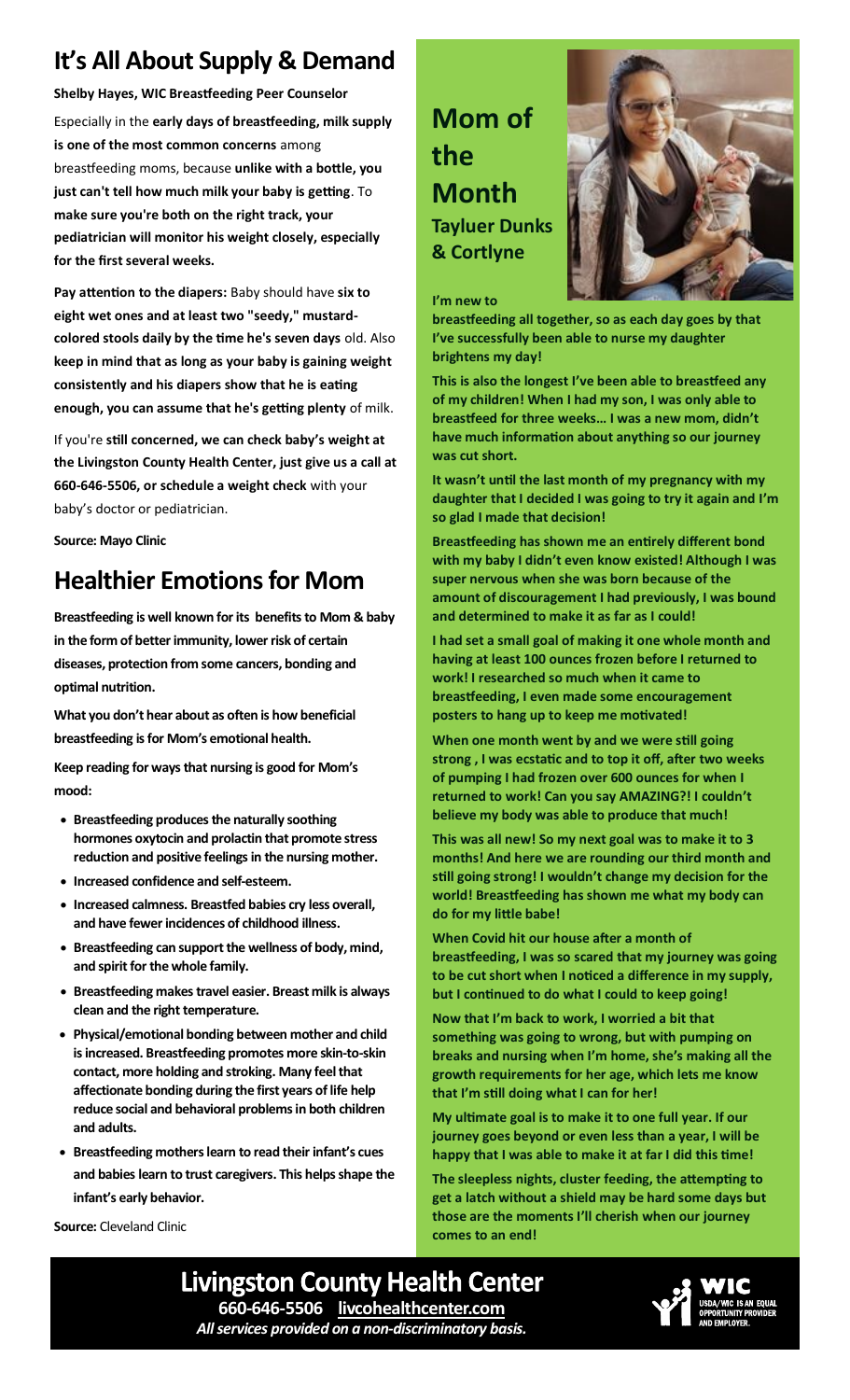## It's All About Supply & Demand

**Shelby Hayes, WIC Breastfeeding Peer Counselor**

Especially in the **early days of breastfeeding, milk supply is one of the most common concerns** among breastfeeding moms, because **unlike with a bottle, you just can't tell how much milk your baby is getting**. To **make sure you're both on the right track, your pediatrician will monitor his weight closely, especially for the first several weeks.**

**Pay attention to the diapers:** Baby should have **six to eight wet ones and at least two "seedy," mustard-colored stools daily by the time he's seven days** old. Also **keep in mind that as long as your baby is gaining weight consistently and his diapers show that he is eating enough, you can assume that he's getting plenty** of milk.

If you're **still concerned, we can check baby's weight at the Livingston County Health Center, just give us a call at 660-646-5506, or schedule a weight check** with your baby's doctor or pediatrician.

**Source: Mayo Clinic**

## Healthier Emotions for Mom

**Breastfeeding is well known for its benefits to Mom & baby in the form of better immunity, lower risk of certain diseases, protection from some cancers, bonding and optimal nutrition.**

**What you don't hear about as often is how beneficial breastfeeding is for Mom's emotional health.**

**Keep reading for ways that nursing is good for Mom's mood:**

- **Breastfeeding produces the naturally soothing hormones oxytocin and prolactin that promote stress reduction and positive feelings in the nursing mother.**
- **Increased confidence and self-esteem.**
- **Increased calmness. Breastfed babies cry less overall, and have fewer incidences of childhood illness.**
- **Breastfeeding can support the wellness of body, mind, and spirit for the whole family.**
- **Breastfeeding makes travel easier. Breast milk is always clean and the right temperature.**
- **Physical/emotional bonding between mother and child is increased. Breastfeeding promotes more skin-to-skin contact, more holding and stroking. Many feel that affectionate bonding during the first years of life help reduce social and behavioral problems in both children and adults.**
- **Breastfeeding mothers learn to read their infant's cues and babies learn to trust caregivers. This helps shape the infant's early behavior.**

**Source:** Cleveland Clinic

# Mom of the Month

### Tayluer Dunks & Cortlyne

**I'm new to breastfeeding all together, so as each day goes by that I've successfully been able to nurse my daughter brightens my day!**

**This is also the longest I've been able to breastfeed any of my children! When I had my son, I was only able to breastfeed for three weeks… I was a new mom, didn't have much information about anything so our journey was cut short.**

**It wasn't until the last month of my pregnancy with my daughter that I decided I was going to try it again and I'm so glad I made that decision!**

**Breastfeeding has shown me an entirely different bond with my baby I didn't even know existed! Although I was super nervous when she was born because of the amount of discouragement I had previously, I was bound and determined to make it as far as I could!**

**I had set a small goal of making it one whole month and having at least 100 ounces frozen before I returned to work! I researched so much when it came to breastfeeding, I even made some encouragement posters to hang up to keep me motivated!**

**When one month went by and we were still going strong , I was ecstatic and to top it off, after two weeks of pumping I had frozen over 600 ounces for when I returned to work! Can you say AMAZING?! I couldn't believe my body was able to produce that much!**

**This was all new! So my next goal was to make it to 3 months! And here we are rounding our third month and still going strong! I wouldn't change my decision for the world! Breastfeeding has shown me what my body can do for my little babe!**

**When Covid hit our house after a month of breastfeeding, I was so scared that my journey was going to be cut short when I noticed a difference in my supply, but I continued to do what I could to keep going!**

**Now that I'm back to work, I worried a bit that something was going to wrong, but with pumping on breaks and nursing when I'm home, she's making all the growth requirements for her age, which lets me know that I'm still doing what I can for her!**

**My ultimate goal is to make it to one full year. If our journey goes beyond or even less than a year, I will be happy that I was able to make it at far I did this time!**

**The sleepless nights, cluster feeding, the attempting to get a latch without a shield may be hard some days but those are the moments I'll cherish when our journey comes to an end!**

**Livingston County Health Center**

**660-646-5506 livcohealthcenter.com**

***All services provided on a non-discriminatory basis.***

WIC

USDA/WIC IS AN EQUAL OPPORTUNITY PROVIDER AND EMPLOYER.